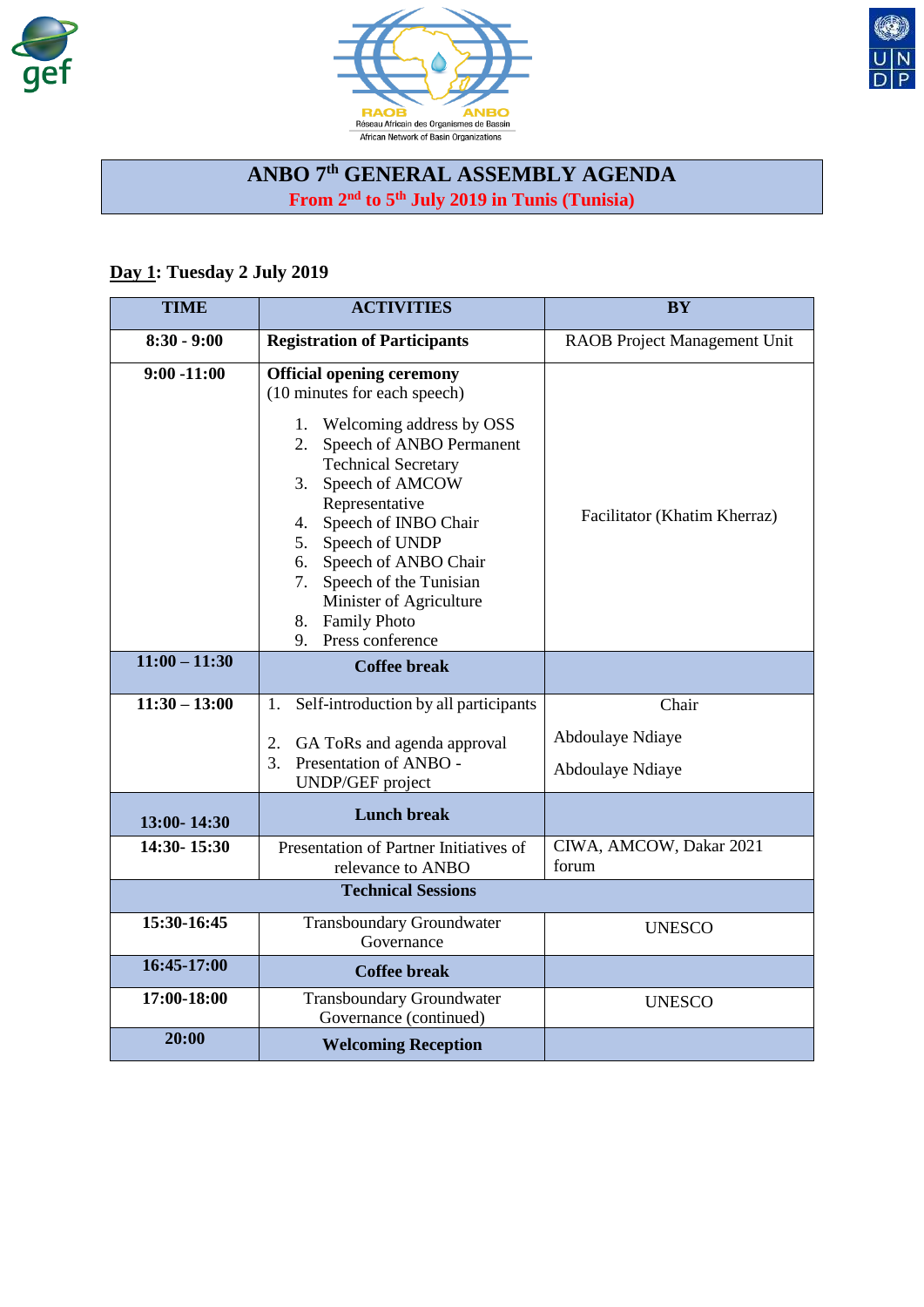RAOB ANBO
Réseau Africain des Organismes de Bassin
African Network of Basin Organizations

# ANBO 7th GENERAL ASSEMBLY AGENDA

**From 2nd to 5th July 2019 in Tunis (Tunisia)**

## Day 1: Tuesday 2 July 2019

| TIME | ACTIVITIES | BY |
|---|---|---|
| **8:30 - 9:00** | **Registration of Participants** | RAOB Project Management Unit |
| **9:00 -11:00** | **Official opening ceremony** (10 minutes for each speech)<br>1. Welcoming address by OSS<br>2. Speech of ANBO Permanent Technical Secretary<br>3. Speech of AMCOW Representative<br>4. Speech of INBO Chair<br>5. Speech of UNDP<br>6. Speech of ANBO Chair<br>7. Speech of the Tunisian Minister of Agriculture<br>8. Family Photo<br>9. Press conference | Facilitator (Khatim Kherraz) |
| **11:00 – 11:30** | **Coffee break** | |
| **11:30 – 13:00** | 1. Self-introduction by all participants<br>2. GA ToRs and agenda approval<br>3. Presentation of ANBO - UNDP/GEF project | Chair<br>Abdoulaye Ndiaye<br>Abdoulaye Ndiaye |
| **13:00- 14:30** | **Lunch break** | |
| **14:30- 15:30** | Presentation of Partner Initiatives of relevance to ANBO | CIWA, AMCOW, Dakar 2021 forum |
| | **Technical Sessions** | |
| **15:30-16:45** | Transboundary Groundwater Governance | UNESCO |
| **16:45-17:00** | **Coffee break** | |
| **17:00-18:00** | Transboundary Groundwater Governance (continued) | UNESCO |
| **20:00** | **Welcoming Reception** | |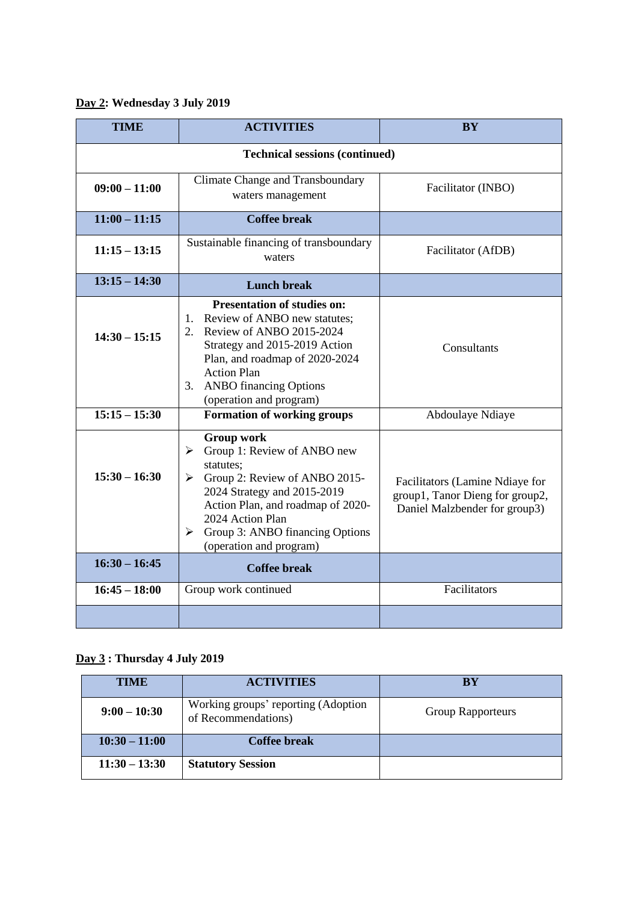**<u>Day 2</u>: Wednesday 3 July 2019**

| TIME | ACTIVITIES | BY |
|---|---|---|
| **Technical sessions (continued)** | | |
| **09:00 – 11:00** | Climate Change and Transboundary waters management | Facilitator (INBO) |
| **11:00 – 11:15** | **Coffee break** | |
| **11:15 – 13:15** | Sustainable financing of transboundary waters | Facilitator (AfDB) |
| **13:15 – 14:30** | **Lunch break** | |
| **14:30 – 15:15** | **Presentation of studies on:**<br>1. Review of ANBO new statutes;<br>2. Review of ANBO 2015-2024 Strategy and 2015-2019 Action Plan, and roadmap of 2020-2024 Action Plan<br>3. ANBO financing Options (operation and program) | Consultants |
| **15:15 – 15:30** | **Formation of working groups** | Abdoulaye Ndiaye |
| **15:30 – 16:30** | **Group work**<br>➢ Group 1: Review of ANBO new statutes;<br>➢ Group 2: Review of ANBO 2015-2024 Strategy and 2015-2019 Action Plan, and roadmap of 2020-2024 Action Plan<br>➢ Group 3: ANBO financing Options (operation and program) | Facilitators (Lamine Ndiaye for group1, Tanor Dieng for group2, Daniel Malzbender for group3) |
| **16:30 – 16:45** | **Coffee break** | |
| **16:45 – 18:00** | Group work continued | Facilitators |
| | | |

**<u>Day 3</u> : Thursday 4 July 2019**

| TIME | ACTIVITIES | BY |
|---|---|---|
| **9:00 – 10:30** | Working groups' reporting (Adoption of Recommendations) | Group Rapporteurs |
| **10:30 – 11:00** | **Coffee break** | |
| **11:30 – 13:30** | **Statutory Session** | |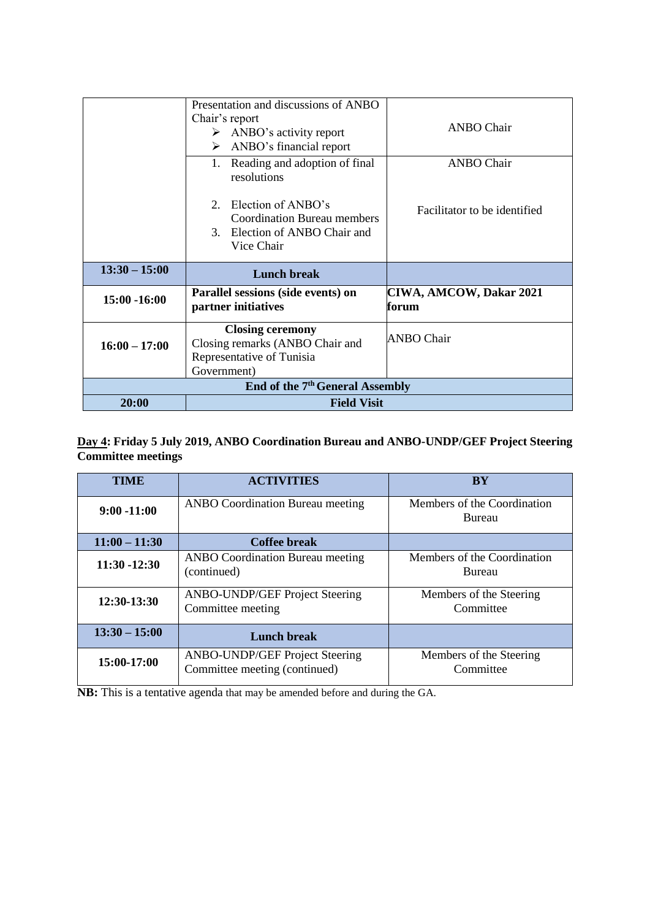| | | |
|---|---|---|
| | Presentation and discussions of ANBO Chair's report<br>➢ ANBO's activity report<br>➢ ANBO's financial report | ANBO Chair |
| | 1. Reading and adoption of final resolutions | ANBO Chair |
| | 2. Election of ANBO's Coordination Bureau members<br>3. Election of ANBO Chair and Vice Chair | Facilitator to be identified |
| **13:30 – 15:00** | **Lunch break** | |
| **15:00 -16:00** | **Parallel sessions (side events) on partner initiatives** | **CIWA, AMCOW, Dakar 2021 forum** |
| **16:00 – 17:00** | **Closing ceremony**<br>Closing remarks (ANBO Chair and Representative of Tunisia Government) | ANBO Chair |
| **End of the 7th General Assembly** | | |
| **20:00** | **Field Visit** | |

**Day 4: Friday 5 July 2019, ANBO Coordination Bureau and ANBO-UNDP/GEF Project Steering Committee meetings**

| TIME | ACTIVITIES | BY |
|---|---|---|
| **9:00 -11:00** | ANBO Coordination Bureau meeting | Members of the Coordination Bureau |
| **11:00 – 11:30** | **Coffee break** | |
| **11:30 -12:30** | ANBO Coordination Bureau meeting (continued) | Members of the Coordination Bureau |
| **12:30-13:30** | ANBO-UNDP/GEF Project Steering Committee meeting | Members of the Steering Committee |
| **13:30 – 15:00** | **Lunch break** | |
| **15:00-17:00** | ANBO-UNDP/GEF Project Steering Committee meeting (continued) | Members of the Steering Committee |

**NB:** This is a tentative agenda that may be amended before and during the GA.